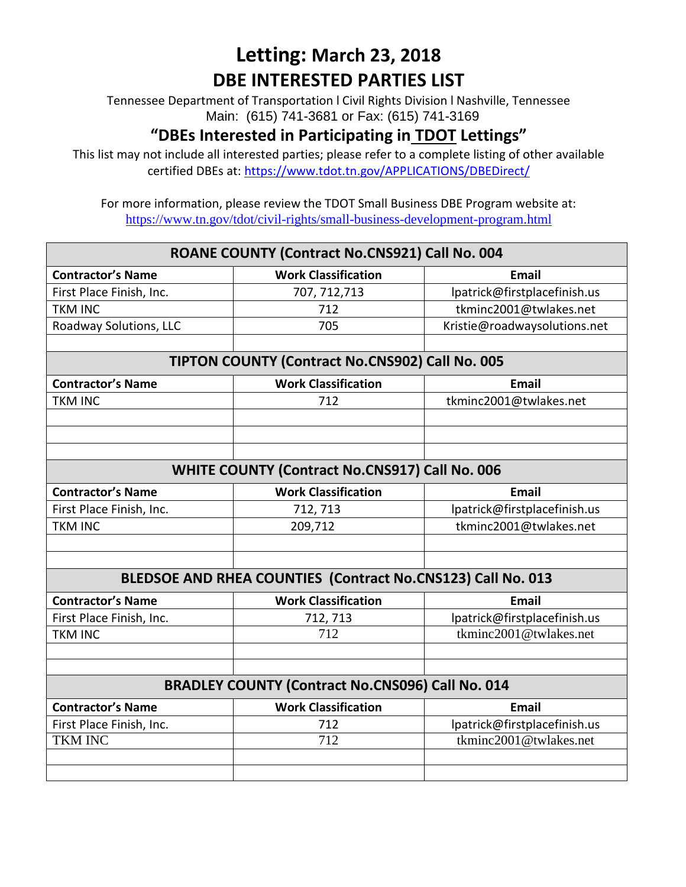# Letting: March 23, 2018

## DBE INTERESTED PARTIES LIST

Tennessee Department of Transportation l Civil Rights Division l Nashville, Tennessee
Main: (615) 741-3681 or Fax: (615) 741-3169

## "DBEs Interested in Participating in TDOT Lettings"

This list may not include all interested parties; please refer to a complete listing of other available certified DBEs at: https://www.tdot.tn.gov/APPLICATIONS/DBEDirect/

For more information, please review the TDOT Small Business DBE Program website at:
https://www.tn.gov/tdot/civil-rights/small-business-development-program.html

| ROANE COUNTY (Contract No.CNS921) Call No. 004 | | |
|---|---|---|
| **Contractor's Name** | **Work Classification** | **Email** |
| First Place Finish, Inc. | 707, 712,713 | lpatrick@firstplacefinish.us |
| TKM INC | 712 | tkminc2001@twlakes.net |
| Roadway Solutions, LLC | 705 | Kristie@roadwaysolutions.net |
| | | |
| **TIPTON COUNTY (Contract No.CNS902) Call No. 005** | | |
| **Contractor's Name** | **Work Classification** | **Email** |
| TKM INC | 712 | tkminc2001@twlakes.net |
| | | |
| | | |
| | | |
| **WHITE COUNTY (Contract No.CNS917) Call No. 006** | | |
| **Contractor's Name** | **Work Classification** | **Email** |
| First Place Finish, Inc. | 712, 713 | lpatrick@firstplacefinish.us |
| TKM INC | 209,712 | tkminc2001@twlakes.net |
| | | |
| | | |
| **BLEDSOE AND RHEA COUNTIES (Contract No.CNS123) Call No. 013** | | |
| **Contractor's Name** | **Work Classification** | **Email** |
| First Place Finish, Inc. | 712, 713 | lpatrick@firstplacefinish.us |
| TKM INC | 712 | tkminc2001@twlakes.net |
| | | |
| | | |
| **BRADLEY COUNTY (Contract No.CNS096) Call No. 014** | | |
| **Contractor's Name** | **Work Classification** | **Email** |
| First Place Finish, Inc. | 712 | lpatrick@firstplacefinish.us |
| TKM INC | 712 | tkminc2001@twlakes.net |
| | | |
| | | |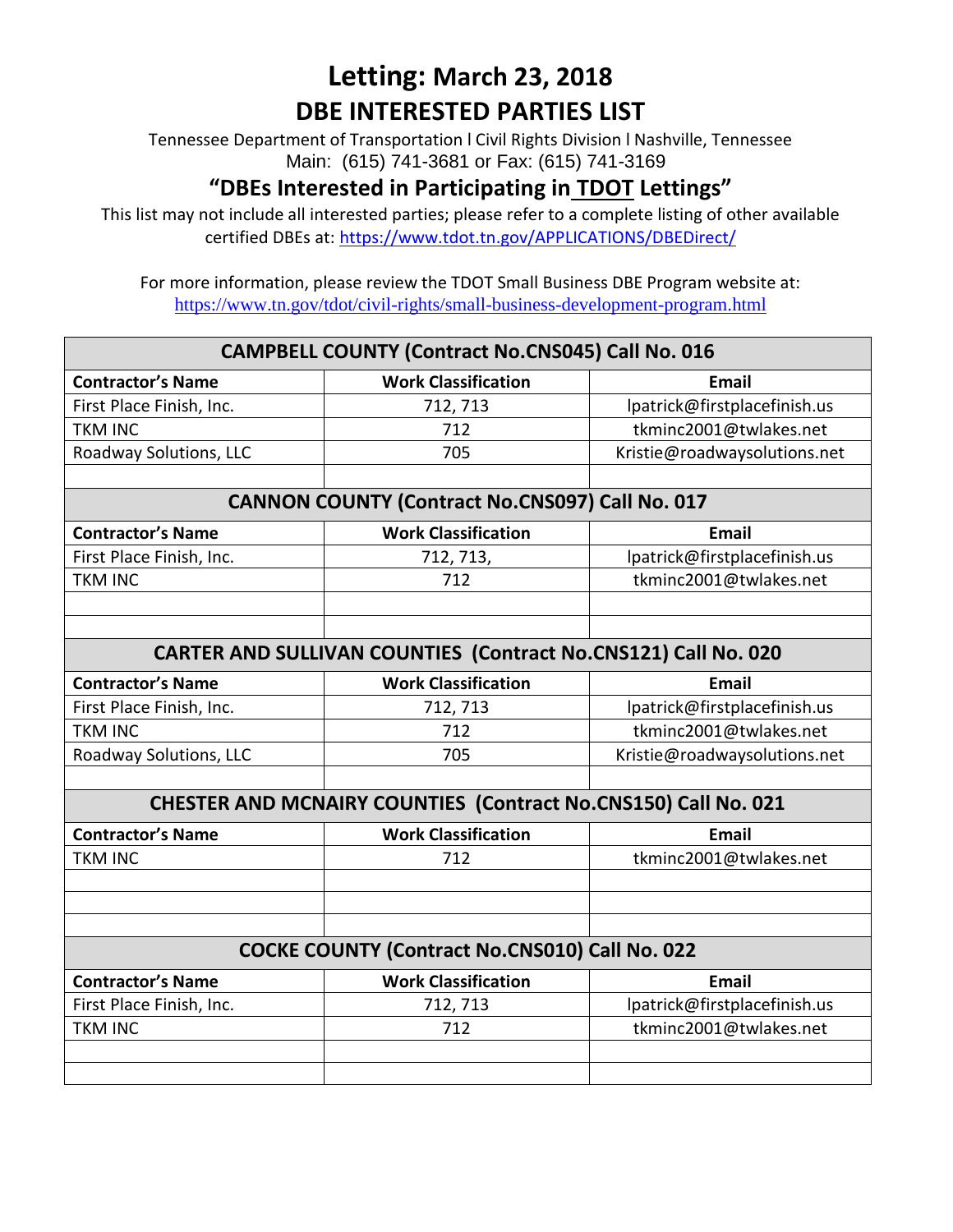# Letting: March 23, 2018

## DBE INTERESTED PARTIES LIST

Tennessee Department of Transportation l Civil Rights Division l Nashville, Tennessee
Main: (615) 741-3681 or Fax: (615) 741-3169

### "DBEs Interested in Participating in TDOT Lettings"

This list may not include all interested parties; please refer to a complete listing of other available certified DBEs at: https://www.tdot.tn.gov/APPLICATIONS/DBEDirect/

For more information, please review the TDOT Small Business DBE Program website at:
https://www.tn.gov/tdot/civil-rights/small-business-development-program.html

| CAMPBELL COUNTY (Contract No.CNS045) Call No. 016 | | |
|---|---|---|
| **Contractor's Name** | **Work Classification** | **Email** |
| First Place Finish, Inc. | 712, 713 | lpatrick@firstplacefinish.us |
| TKM INC | 712 | tkminc2001@twlakes.net |
| Roadway Solutions, LLC | 705 | Kristie@roadwaysolutions.net |
| | | |

| CANNON COUNTY (Contract No.CNS097) Call No. 017 | | |
|---|---|---|
| **Contractor's Name** | **Work Classification** | **Email** |
| First Place Finish, Inc. | 712, 713, | lpatrick@firstplacefinish.us |
| TKM INC | 712 | tkminc2001@twlakes.net |
| | | |
| | | |

| CARTER AND SULLIVAN COUNTIES (Contract No.CNS121) Call No. 020 | | |
|---|---|---|
| **Contractor's Name** | **Work Classification** | **Email** |
| First Place Finish, Inc. | 712, 713 | lpatrick@firstplacefinish.us |
| TKM INC | 712 | tkminc2001@twlakes.net |
| Roadway Solutions, LLC | 705 | Kristie@roadwaysolutions.net |
| | | |

| CHESTER AND MCNAIRY COUNTIES (Contract No.CNS150) Call No. 021 | | |
|---|---|---|
| **Contractor's Name** | **Work Classification** | **Email** |
| TKM INC | 712 | tkminc2001@twlakes.net |
| | | |
| | | |
| | | |

| COCKE COUNTY (Contract No.CNS010) Call No. 022 | | |
|---|---|---|
| **Contractor's Name** | **Work Classification** | **Email** |
| First Place Finish, Inc. | 712, 713 | lpatrick@firstplacefinish.us |
| TKM INC | 712 | tkminc2001@twlakes.net |
| | | |
| | | |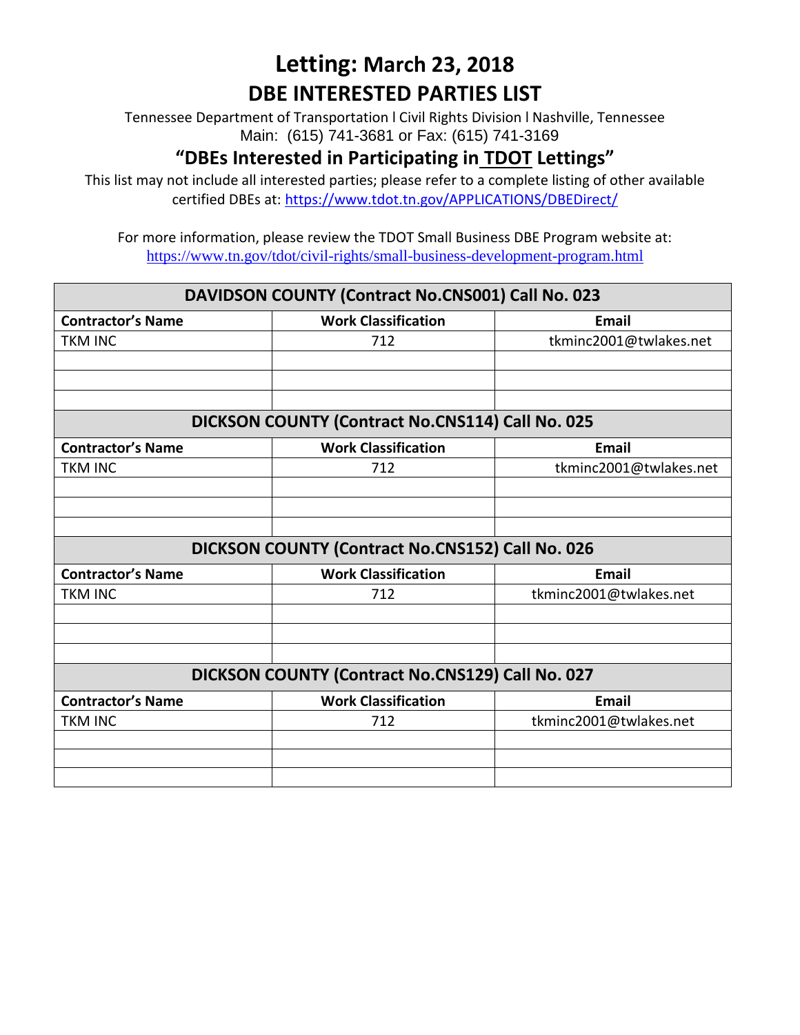# Letting: March 23, 2018

## DBE INTERESTED PARTIES LIST

Tennessee Department of Transportation l Civil Rights Division l Nashville, Tennessee
Main: (615) 741-3681 or Fax: (615) 741-3169

### "DBEs Interested in Participating in TDOT Lettings"

This list may not include all interested parties; please refer to a complete listing of other available certified DBEs at: https://www.tdot.tn.gov/APPLICATIONS/DBEDirect/

For more information, please review the TDOT Small Business DBE Program website at: https://www.tn.gov/tdot/civil-rights/small-business-development-program.html

| DAVIDSON COUNTY (Contract No.CNS001) Call No. 023 | | |
|---|---|---|
| **Contractor's Name** | **Work Classification** | **Email** |
| TKM INC | 712 | tkminc2001@twlakes.net |
| | | |
| | | |
| | | |

| DICKSON COUNTY (Contract No.CNS114) Call No. 025 | | |
|---|---|---|
| **Contractor's Name** | **Work Classification** | **Email** |
| TKM INC | 712 | tkminc2001@twlakes.net |
| | | |
| | | |
| | | |

| DICKSON COUNTY (Contract No.CNS152) Call No. 026 | | |
|---|---|---|
| **Contractor's Name** | **Work Classification** | **Email** |
| TKM INC | 712 | tkminc2001@twlakes.net |
| | | |
| | | |
| | | |

| DICKSON COUNTY (Contract No.CNS129) Call No. 027 | | |
|---|---|---|
| **Contractor's Name** | **Work Classification** | **Email** |
| TKM INC | 712 | tkminc2001@twlakes.net |
| | | |
| | | |
| | | |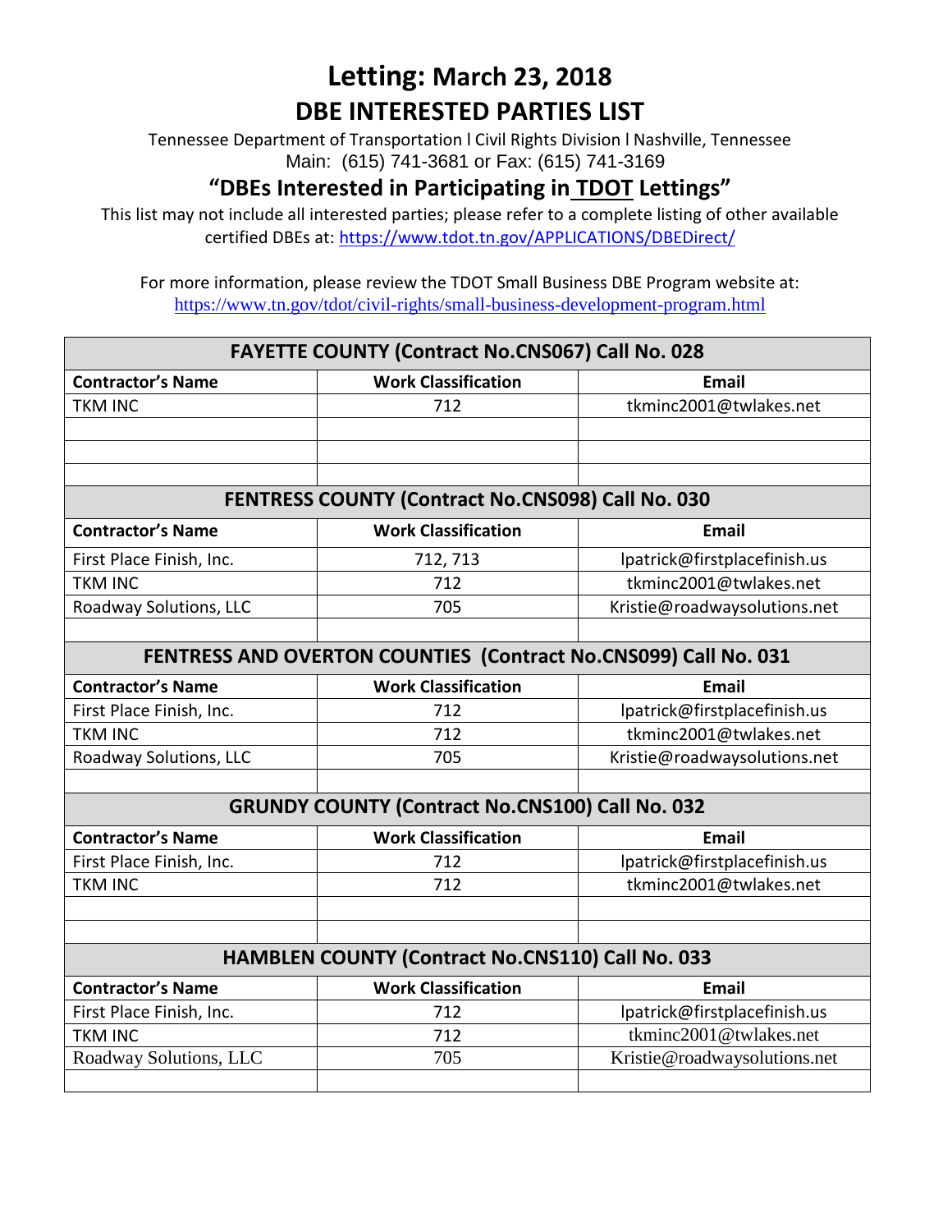# Letting: March 23, 2018

## DBE INTERESTED PARTIES LIST

Tennessee Department of Transportation l Civil Rights Division l Nashville, Tennessee
Main: (615) 741-3681 or Fax: (615) 741-3169

### "DBEs Interested in Participating in TDOT Lettings"

This list may not include all interested parties; please refer to a complete listing of other available certified DBEs at: https://www.tdot.tn.gov/APPLICATIONS/DBEDirect/

For more information, please review the TDOT Small Business DBE Program website at: https://www.tn.gov/tdot/civil-rights/small-business-development-program.html

| FAYETTE COUNTY (Contract No.CNS067) Call No. 028 | | |
|---|---|---|
| **Contractor's Name** | **Work Classification** | **Email** |
| TKM INC | 712 | tkminc2001@twlakes.net |
| | | |
| | | |
| | | |

| FENTRESS COUNTY (Contract No.CNS098) Call No. 030 | | |
|---|---|---|
| **Contractor's Name** | **Work Classification** | **Email** |
| First Place Finish, Inc. | 712, 713 | lpatrick@firstplacefinish.us |
| TKM INC | 712 | tkminc2001@twlakes.net |
| Roadway Solutions, LLC | 705 | Kristie@roadwaysolutions.net |
| | | |

| FENTRESS AND OVERTON COUNTIES (Contract No.CNS099) Call No. 031 | | |
|---|---|---|
| **Contractor's Name** | **Work Classification** | **Email** |
| First Place Finish, Inc. | 712 | lpatrick@firstplacefinish.us |
| TKM INC | 712 | tkminc2001@twlakes.net |
| Roadway Solutions, LLC | 705 | Kristie@roadwaysolutions.net |
| | | |

| GRUNDY COUNTY (Contract No.CNS100) Call No. 032 | | |
|---|---|---|
| **Contractor's Name** | **Work Classification** | **Email** |
| First Place Finish, Inc. | 712 | lpatrick@firstplacefinish.us |
| TKM INC | 712 | tkminc2001@twlakes.net |
| | | |
| | | |

| HAMBLEN COUNTY (Contract No.CNS110) Call No. 033 | | |
|---|---|---|
| **Contractor's Name** | **Work Classification** | **Email** |
| First Place Finish, Inc. | 712 | lpatrick@firstplacefinish.us |
| TKM INC | 712 | tkminc2001@twlakes.net |
| Roadway Solutions, LLC | 705 | Kristie@roadwaysolutions.net |
| | | |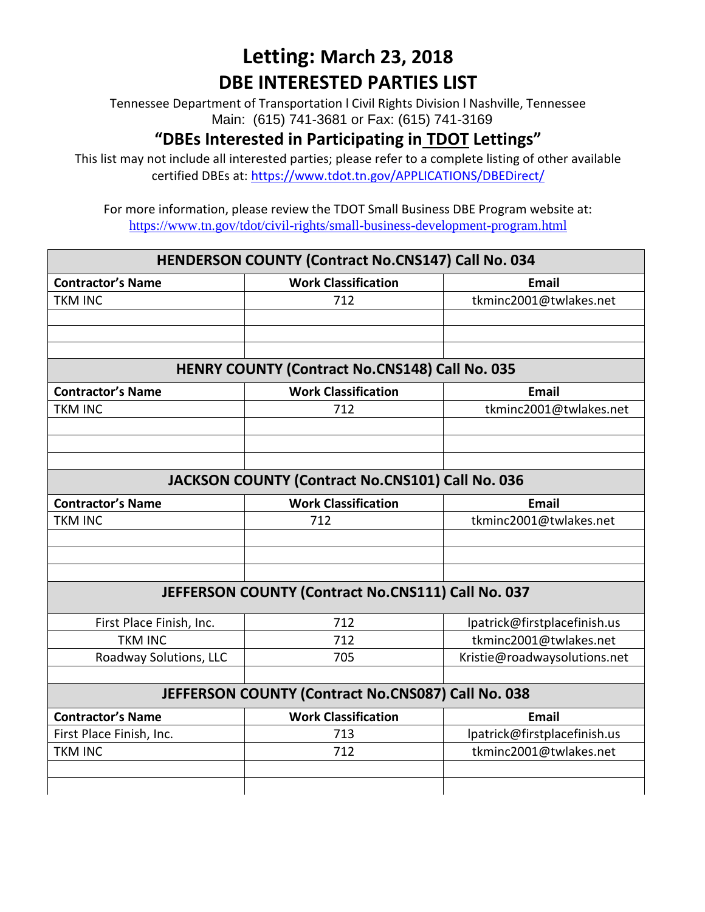# Letting: March 23, 2018

## DBE INTERESTED PARTIES LIST

Tennessee Department of Transportation l Civil Rights Division l Nashville, Tennessee
Main: (615) 741-3681 or Fax: (615) 741-3169

### "DBEs Interested in Participating in TDOT Lettings"

This list may not include all interested parties; please refer to a complete listing of other available certified DBEs at: https://www.tdot.tn.gov/APPLICATIONS/DBEDirect/

For more information, please review the TDOT Small Business DBE Program website at:
https://www.tn.gov/tdot/civil-rights/small-business-development-program.html

| HENDERSON COUNTY (Contract No.CNS147) Call No. 034 | | |
|---|---|---|
| **Contractor's Name** | **Work Classification** | **Email** |
| TKM INC | 712 | tkminc2001@twlakes.net |
| | | |
| | | |
| | | |

| HENRY COUNTY (Contract No.CNS148) Call No. 035 | | |
|---|---|---|
| **Contractor's Name** | **Work Classification** | **Email** |
| TKM INC | 712 | tkminc2001@twlakes.net |
| | | |
| | | |
| | | |

| JACKSON COUNTY (Contract No.CNS101) Call No. 036 | | |
|---|---|---|
| **Contractor's Name** | **Work Classification** | **Email** |
| TKM INC | 712 | tkminc2001@twlakes.net |
| | | |
| | | |
| | | |

| JEFFERSON COUNTY (Contract No.CNS111) Call No. 037 | | |
|---|---|---|
| First Place Finish, Inc. | 712 | lpatrick@firstplacefinish.us |
| TKM INC | 712 | tkminc2001@twlakes.net |
| Roadway Solutions, LLC | 705 | Kristie@roadwaysolutions.net |
| | | |

| JEFFERSON COUNTY (Contract No.CNS087) Call No. 038 | | |
|---|---|---|
| **Contractor's Name** | **Work Classification** | **Email** |
| First Place Finish, Inc. | 713 | lpatrick@firstplacefinish.us |
| TKM INC | 712 | tkminc2001@twlakes.net |
| | | |
| | | |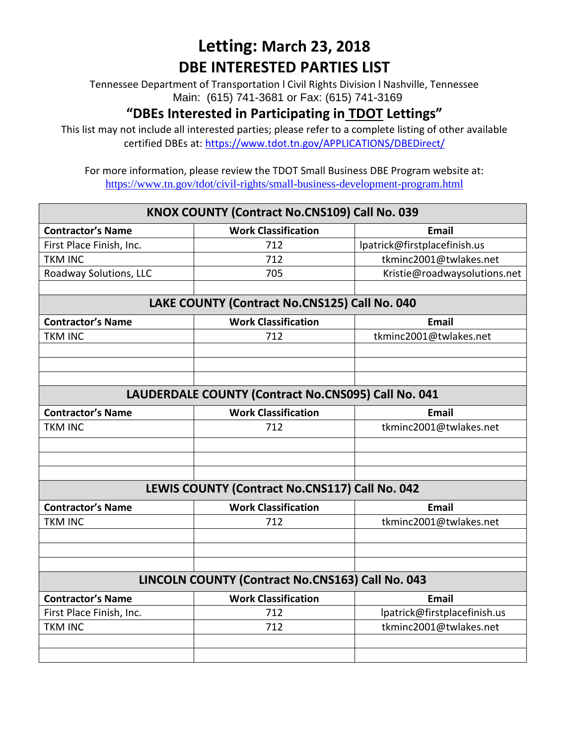# Letting: March 23, 2018
# DBE INTERESTED PARTIES LIST

Tennessee Department of Transportation l Civil Rights Division l Nashville, Tennessee
Main: (615) 741-3681 or Fax: (615) 741-3169

## "DBEs Interested in Participating in TDOT Lettings"

This list may not include all interested parties; please refer to a complete listing of other available certified DBEs at: https://www.tdot.tn.gov/APPLICATIONS/DBEDirect/

For more information, please review the TDOT Small Business DBE Program website at: https://www.tn.gov/tdot/civil-rights/small-business-development-program.html

| KNOX COUNTY (Contract No.CNS109) Call No. 039 | | |
|---|---|---|
| **Contractor's Name** | **Work Classification** | **Email** |
| First Place Finish, Inc. | 712 | lpatrick@firstplacefinish.us |
| TKM INC | 712 | tkminc2001@twlakes.net |
| Roadway Solutions, LLC | 705 | Kristie@roadwaysolutions.net |
| | | |
| **LAKE COUNTY (Contract No.CNS125) Call No. 040** | | |
| **Contractor's Name** | **Work Classification** | **Email** |
| TKM INC | 712 | tkminc2001@twlakes.net |
| | | |
| | | |
| | | |
| **LAUDERDALE COUNTY (Contract No.CNS095) Call No. 041** | | |
| **Contractor's Name** | **Work Classification** | **Email** |
| TKM INC | 712 | tkminc2001@twlakes.net |
| | | |
| | | |
| | | |
| **LEWIS COUNTY (Contract No.CNS117) Call No. 042** | | |
| **Contractor's Name** | **Work Classification** | **Email** |
| TKM INC | 712 | tkminc2001@twlakes.net |
| | | |
| | | |
| | | |
| **LINCOLN COUNTY (Contract No.CNS163) Call No. 043** | | |
| **Contractor's Name** | **Work Classification** | **Email** |
| First Place Finish, Inc. | 712 | lpatrick@firstplacefinish.us |
| TKM INC | 712 | tkminc2001@twlakes.net |
| | | |
| | | |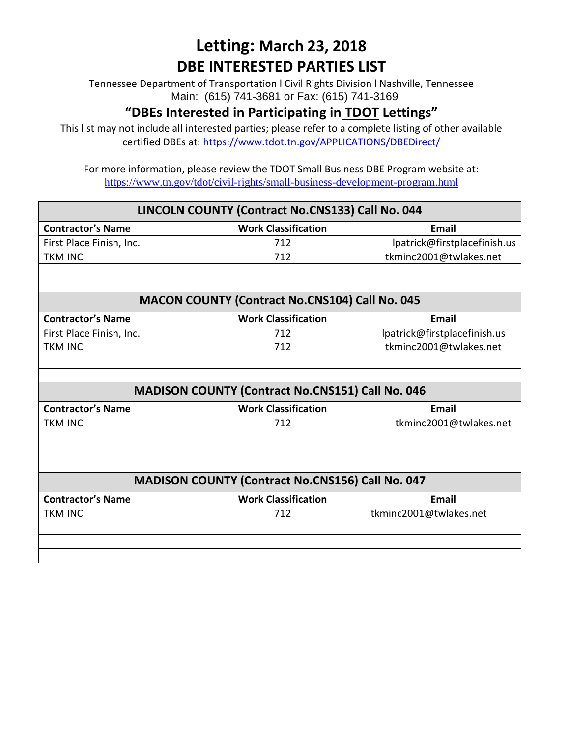# Letting: March 23, 2018

## DBE INTERESTED PARTIES LIST

Tennessee Department of Transportation l Civil Rights Division l Nashville, Tennessee
Main: (615) 741-3681 or Fax: (615) 741-3169

### "DBEs Interested in Participating in TDOT Lettings"

This list may not include all interested parties; please refer to a complete listing of other available certified DBEs at: https://www.tdot.tn.gov/APPLICATIONS/DBEDirect/

For more information, please review the TDOT Small Business DBE Program website at: https://www.tn.gov/tdot/civil-rights/small-business-development-program.html

| LINCOLN COUNTY (Contract No.CNS133) Call No. 044 | | |
|---|---|---|
| **Contractor's Name** | **Work Classification** | **Email** |
| First Place Finish, Inc. | 712 | lpatrick@firstplacefinish.us |
| TKM INC | 712 | tkminc2001@twlakes.net |
| | | |
| | | |

| MACON COUNTY (Contract No.CNS104) Call No. 045 | | |
|---|---|---|
| **Contractor's Name** | **Work Classification** | **Email** |
| First Place Finish, Inc. | 712 | lpatrick@firstplacefinish.us |
| TKM INC | 712 | tkminc2001@twlakes.net |
| | | |
| | | |

| MADISON COUNTY (Contract No.CNS151) Call No. 046 | | |
|---|---|---|
| **Contractor's Name** | **Work Classification** | **Email** |
| TKM INC | 712 | tkminc2001@twlakes.net |
| | | |
| | | |
| | | |

| MADISON COUNTY (Contract No.CNS156) Call No. 047 | | |
|---|---|---|
| **Contractor's Name** | **Work Classification** | **Email** |
| TKM INC | 712 | tkminc2001@twlakes.net |
| | | |
| | | |
| | | |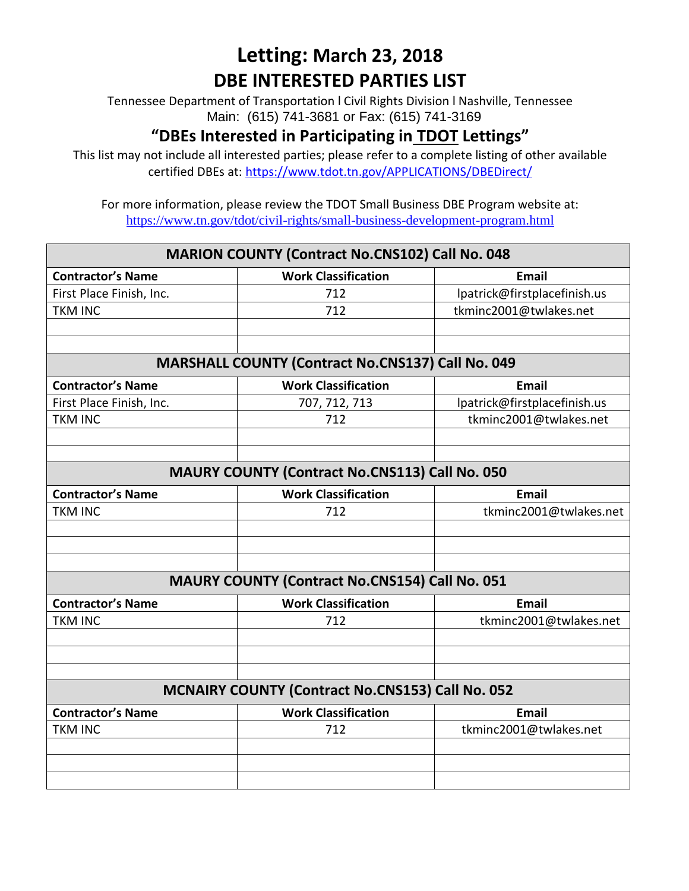# Letting: March 23, 2018

## DBE INTERESTED PARTIES LIST

Tennessee Department of Transportation l Civil Rights Division l Nashville, Tennessee
Main: (615) 741-3681 or Fax: (615) 741-3169

### "DBEs Interested in Participating in TDOT Lettings"

This list may not include all interested parties; please refer to a complete listing of other available certified DBEs at: https://www.tdot.tn.gov/APPLICATIONS/DBEDirect/

For more information, please review the TDOT Small Business DBE Program website at: https://www.tn.gov/tdot/civil-rights/small-business-development-program.html

| MARION COUNTY (Contract No.CNS102) Call No. 048 | | |
|---|---|---|
| **Contractor's Name** | **Work Classification** | **Email** |
| First Place Finish, Inc. | 712 | lpatrick@firstplacefinish.us |
| TKM INC | 712 | tkminc2001@twlakes.net |
| | | |
| | | |

| MARSHALL COUNTY (Contract No.CNS137) Call No. 049 | | |
|---|---|---|
| **Contractor's Name** | **Work Classification** | **Email** |
| First Place Finish, Inc. | 707, 712, 713 | lpatrick@firstplacefinish.us |
| TKM INC | 712 | tkminc2001@twlakes.net |
| | | |
| | | |

| MAURY COUNTY (Contract No.CNS113) Call No. 050 | | |
|---|---|---|
| **Contractor's Name** | **Work Classification** | **Email** |
| TKM INC | 712 | tkminc2001@twlakes.net |
| | | |
| | | |
| | | |

| MAURY COUNTY (Contract No.CNS154) Call No. 051 | | |
|---|---|---|
| **Contractor's Name** | **Work Classification** | **Email** |
| TKM INC | 712 | tkminc2001@twlakes.net |
| | | |
| | | |
| | | |

| MCNAIRY COUNTY (Contract No.CNS153) Call No. 052 | | |
|---|---|---|
| **Contractor's Name** | **Work Classification** | **Email** |
| TKM INC | 712 | tkminc2001@twlakes.net |
| | | |
| | | |
| | | |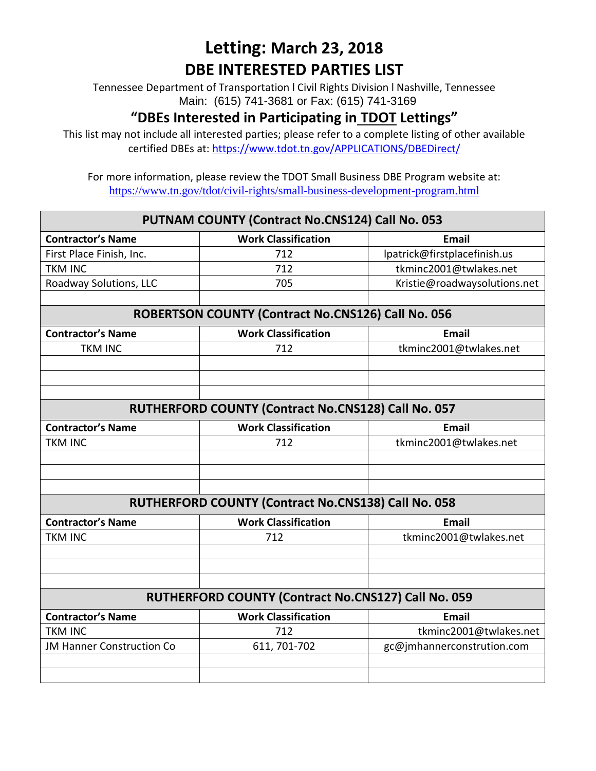# Letting: March 23, 2018

## DBE INTERESTED PARTIES LIST

Tennessee Department of Transportation l Civil Rights Division l Nashville, Tennessee
Main: (615) 741-3681 or Fax: (615) 741-3169

### "DBEs Interested in Participating in TDOT Lettings"

This list may not include all interested parties; please refer to a complete listing of other available certified DBEs at: https://www.tdot.tn.gov/APPLICATIONS/DBEDirect/

For more information, please review the TDOT Small Business DBE Program website at: https://www.tn.gov/tdot/civil-rights/small-business-development-program.html

| PUTNAM COUNTY (Contract No.CNS124) Call No. 053 | | |
|---|---|---|
| **Contractor's Name** | **Work Classification** | **Email** |
| First Place Finish, Inc. | 712 | lpatrick@firstplacefinish.us |
| TKM INC | 712 | tkminc2001@twlakes.net |
| Roadway Solutions, LLC | 705 | Kristie@roadwaysolutions.net |
| | | |

| ROBERTSON COUNTY (Contract No.CNS126) Call No. 056 | | |
|---|---|---|
| **Contractor's Name** | **Work Classification** | **Email** |
| TKM INC | 712 | tkminc2001@twlakes.net |
| | | |
| | | |
| | | |

| RUTHERFORD COUNTY (Contract No.CNS128) Call No. 057 | | |
|---|---|---|
| **Contractor's Name** | **Work Classification** | **Email** |
| TKM INC | 712 | tkminc2001@twlakes.net |
| | | |
| | | |
| | | |

| RUTHERFORD COUNTY (Contract No.CNS138) Call No. 058 | | |
|---|---|---|
| **Contractor's Name** | **Work Classification** | **Email** |
| TKM INC | 712 | tkminc2001@twlakes.net |
| | | |
| | | |
| | | |

| RUTHERFORD COUNTY (Contract No.CNS127) Call No. 059 | | |
|---|---|---|
| **Contractor's Name** | **Work Classification** | **Email** |
| TKM INC | 712 | tkminc2001@twlakes.net |
| JM Hanner Construction Co | 611, 701-702 | gc@jmhannerconstrution.com |
| | | |
| | | |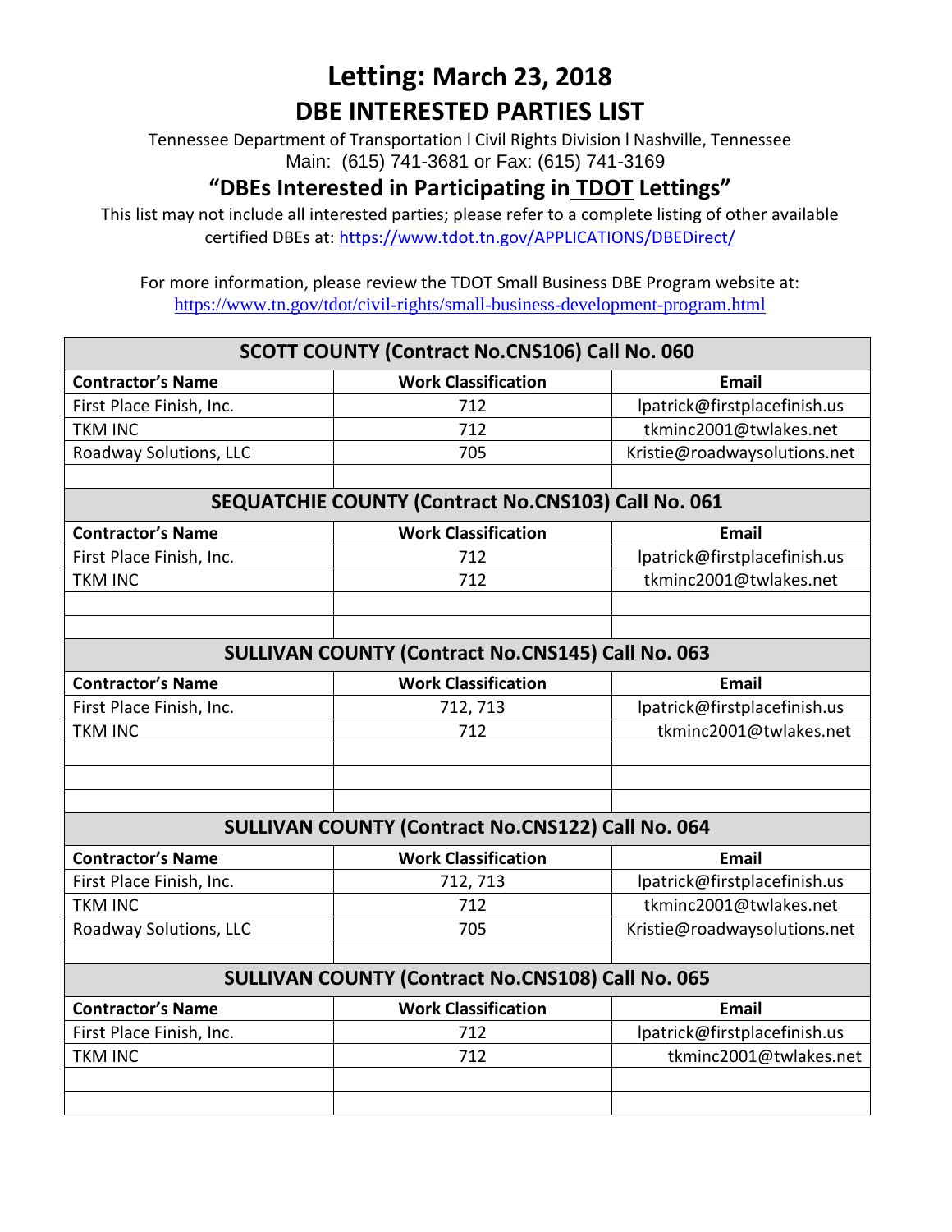# Letting: March 23, 2018
## DBE INTERESTED PARTIES LIST

Tennessee Department of Transportation l Civil Rights Division l Nashville, Tennessee
Main: (615) 741-3681 or Fax: (615) 741-3169

### "DBEs Interested in Participating in TDOT Lettings"

This list may not include all interested parties; please refer to a complete listing of other available certified DBEs at: https://www.tdot.tn.gov/APPLICATIONS/DBEDirect/

For more information, please review the TDOT Small Business DBE Program website at: https://www.tn.gov/tdot/civil-rights/small-business-development-program.html

| SCOTT COUNTY (Contract No.CNS106) Call No. 060 | | |
|---|---|---|
| **Contractor's Name** | **Work Classification** | **Email** |
| First Place Finish, Inc. | 712 | lpatrick@firstplacefinish.us |
| TKM INC | 712 | tkminc2001@twlakes.net |
| Roadway Solutions, LLC | 705 | Kristie@roadwaysolutions.net |
| | | |

| SEQUATCHIE COUNTY (Contract No.CNS103) Call No. 061 | | |
|---|---|---|
| **Contractor's Name** | **Work Classification** | **Email** |
| First Place Finish, Inc. | 712 | lpatrick@firstplacefinish.us |
| TKM INC | 712 | tkminc2001@twlakes.net |
| | | |
| | | |

| SULLIVAN COUNTY (Contract No.CNS145) Call No. 063 | | |
|---|---|---|
| **Contractor's Name** | **Work Classification** | **Email** |
| First Place Finish, Inc. | 712, 713 | lpatrick@firstplacefinish.us |
| TKM INC | 712 | tkminc2001@twlakes.net |
| | | |
| | | |
| | | |

| SULLIVAN COUNTY (Contract No.CNS122) Call No. 064 | | |
|---|---|---|
| **Contractor's Name** | **Work Classification** | **Email** |
| First Place Finish, Inc. | 712, 713 | lpatrick@firstplacefinish.us |
| TKM INC | 712 | tkminc2001@twlakes.net |
| Roadway Solutions, LLC | 705 | Kristie@roadwaysolutions.net |
| | | |

| SULLIVAN COUNTY (Contract No.CNS108) Call No. 065 | | |
|---|---|---|
| **Contractor's Name** | **Work Classification** | **Email** |
| First Place Finish, Inc. | 712 | lpatrick@firstplacefinish.us |
| TKM INC | 712 | tkminc2001@twlakes.net |
| | | |
| | | |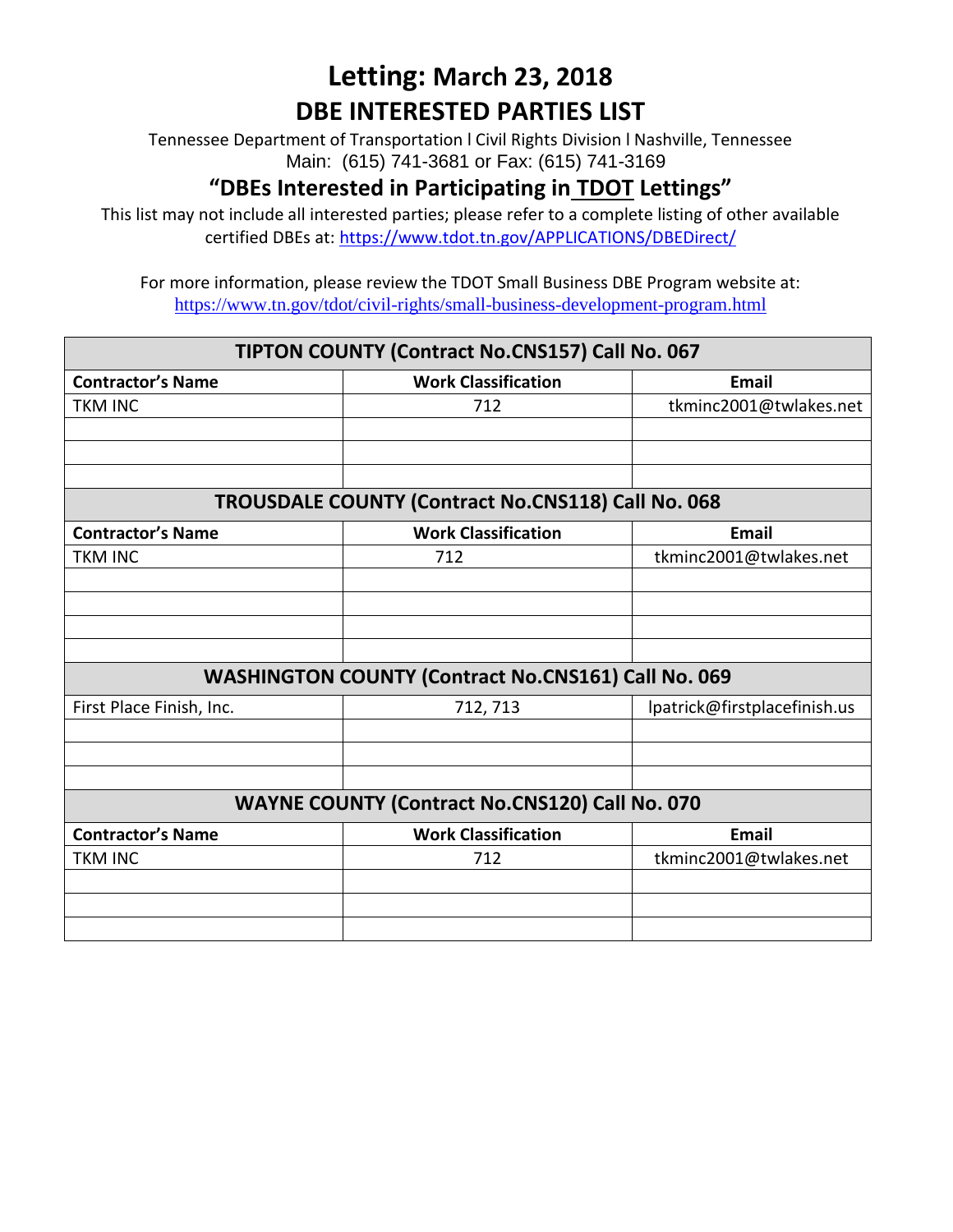# Letting: March 23, 2018

# DBE INTERESTED PARTIES LIST

Tennessee Department of Transportation l Civil Rights Division l Nashville, Tennessee
Main: (615) 741-3681 or Fax: (615) 741-3169

## "DBEs Interested in Participating in TDOT Lettings"

This list may not include all interested parties; please refer to a complete listing of other available certified DBEs at: https://www.tdot.tn.gov/APPLICATIONS/DBEDirect/

For more information, please review the TDOT Small Business DBE Program website at: https://www.tn.gov/tdot/civil-rights/small-business-development-program.html

| TIPTON COUNTY (Contract No.CNS157) Call No. 067 | | |
|---|---|---|
| **Contractor's Name** | **Work Classification** | **Email** |
| TKM INC | 712 | tkminc2001@twlakes.net |
| | | |
| | | |
| | | |

| TROUSDALE COUNTY (Contract No.CNS118) Call No. 068 | | |
|---|---|---|
| **Contractor's Name** | **Work Classification** | **Email** |
| TKM INC | 712 | tkminc2001@twlakes.net |
| | | |
| | | |
| | | |
| | | |

| WASHINGTON COUNTY (Contract No.CNS161) Call No. 069 | | |
|---|---|---|
| First Place Finish, Inc. | 712, 713 | lpatrick@firstplacefinish.us |
| | | |
| | | |
| | | |

| WAYNE COUNTY (Contract No.CNS120) Call No. 070 | | |
|---|---|---|
| **Contractor's Name** | **Work Classification** | **Email** |
| TKM INC | 712 | tkminc2001@twlakes.net |
| | | |
| | | |
| | | |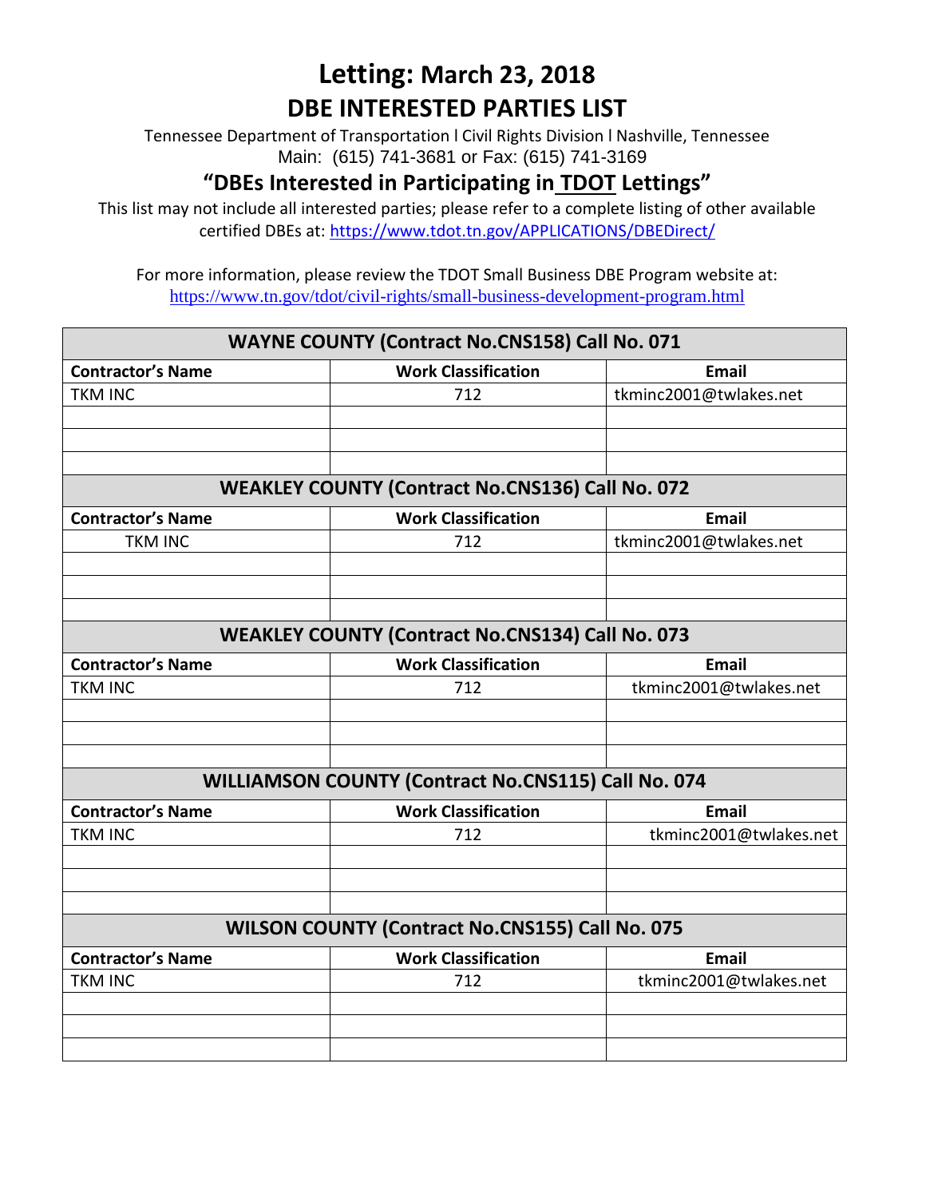# Letting: March 23, 2018

# DBE INTERESTED PARTIES LIST

Tennessee Department of Transportation l Civil Rights Division l Nashville, Tennessee
Main: (615) 741-3681 or Fax: (615) 741-3169

## "DBEs Interested in Participating in TDOT Lettings"

This list may not include all interested parties; please refer to a complete listing of other available certified DBEs at: https://www.tdot.tn.gov/APPLICATIONS/DBEDirect/

For more information, please review the TDOT Small Business DBE Program website at:
https://www.tn.gov/tdot/civil-rights/small-business-development-program.html

| WAYNE COUNTY (Contract No.CNS158) Call No. 071 | | |
|---|---|---|
| **Contractor's Name** | **Work Classification** | **Email** |
| TKM INC | 712 | tkminc2001@twlakes.net |
| | | |
| | | |
| | | |

| WEAKLEY COUNTY (Contract No.CNS136) Call No. 072 | | |
|---|---|---|
| **Contractor's Name** | **Work Classification** | **Email** |
| TKM INC | 712 | tkminc2001@twlakes.net |
| | | |
| | | |
| | | |

| WEAKLEY COUNTY (Contract No.CNS134) Call No. 073 | | |
|---|---|---|
| **Contractor's Name** | **Work Classification** | **Email** |
| TKM INC | 712 | tkminc2001@twlakes.net |
| | | |
| | | |
| | | |

| WILLIAMSON COUNTY (Contract No.CNS115) Call No. 074 | | |
|---|---|---|
| **Contractor's Name** | **Work Classification** | **Email** |
| TKM INC | 712 | tkminc2001@twlakes.net |
| | | |
| | | |
| | | |

| WILSON COUNTY (Contract No.CNS155) Call No. 075 | | |
|---|---|---|
| **Contractor's Name** | **Work Classification** | **Email** |
| TKM INC | 712 | tkminc2001@twlakes.net |
| | | |
| | | |
| | | |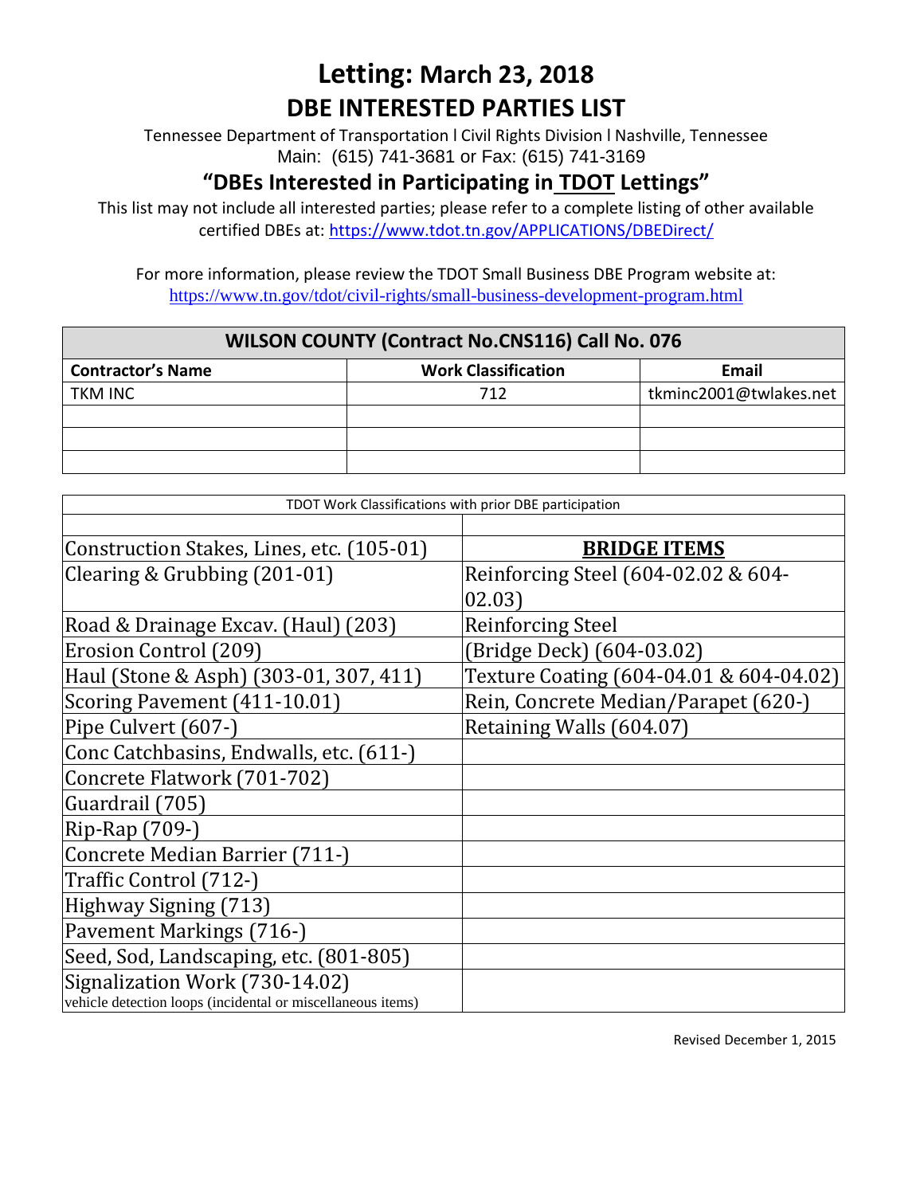# Letting: March 23, 2018

## DBE INTERESTED PARTIES LIST

Tennessee Department of Transportation l Civil Rights Division l Nashville, Tennessee
Main: (615) 741-3681 or Fax: (615) 741-3169

### "DBEs Interested in Participating in TDOT Lettings"

This list may not include all interested parties; please refer to a complete listing of other available certified DBEs at: https://www.tdot.tn.gov/APPLICATIONS/DBEDirect/

For more information, please review the TDOT Small Business DBE Program website at:
https://www.tn.gov/tdot/civil-rights/small-business-development-program.html

| WILSON COUNTY (Contract No.CNS116) Call No. 076 | | |
|---|---|---|
| **Contractor's Name** | **Work Classification** | **Email** |
| TKM INC | 712 | tkminc2001@twlakes.net |
| | | |
| | | |
| | | |

| TDOT Work Classifications with prior DBE participation | |
|---|---|
| | |
| Construction Stakes, Lines, etc. (105-01) | **BRIDGE ITEMS** |
| Clearing & Grubbing (201-01) | Reinforcing Steel (604-02.02 & 604-02.03) |
| Road & Drainage Excav. (Haul) (203) | Reinforcing Steel |
| Erosion Control (209) | (Bridge Deck) (604-03.02) |
| Haul (Stone & Asph) (303-01, 307, 411) | Texture Coating (604-04.01 & 604-04.02) |
| Scoring Pavement (411-10.01) | Rein, Concrete Median/Parapet (620-) |
| Pipe Culvert (607-) | Retaining Walls (604.07) |
| Conc Catchbasins, Endwalls, etc. (611-) | |
| Concrete Flatwork (701-702) | |
| Guardrail (705) | |
| Rip-Rap (709-) | |
| Concrete Median Barrier (711-) | |
| Traffic Control (712-) | |
| Highway Signing (713) | |
| Pavement Markings (716-) | |
| Seed, Sod, Landscaping, etc. (801-805) | |
| Signalization Work (730-14.02) vehicle detection loops (incidental or miscellaneous items) | |

Revised December 1, 2015